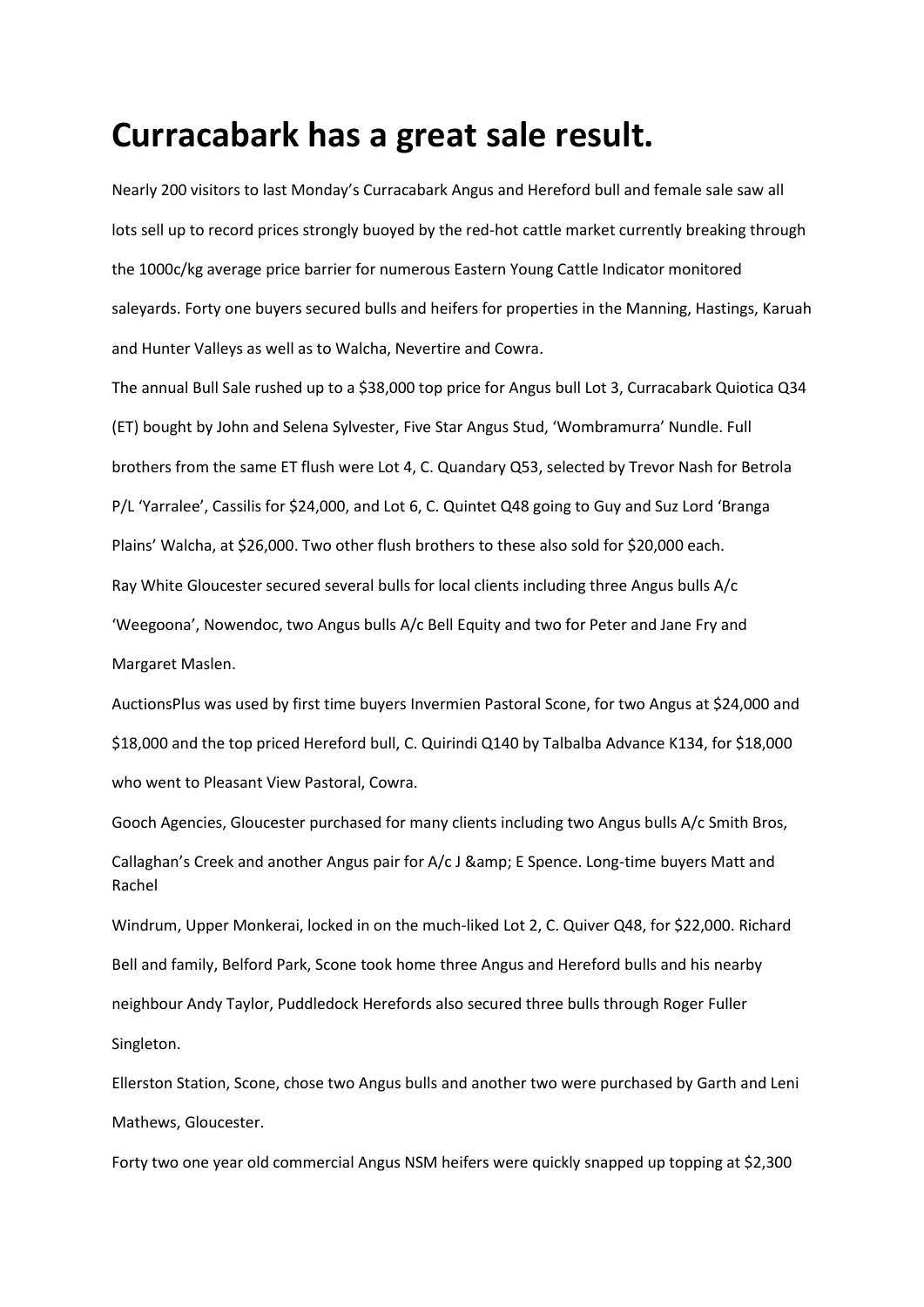# Curracabark has a great sale result.

Nearly 200 visitors to last Monday's Curracabark Angus and Hereford bull and female sale saw all lots sell up to record prices strongly buoyed by the red-hot cattle market currently breaking through the 1000c/kg average price barrier for numerous Eastern Young Cattle Indicator monitored saleyards. Forty one buyers secured bulls and heifers for properties in the Manning, Hastings, Karuah and Hunter Valleys as well as to Walcha, Nevertire and Cowra.

The annual Bull Sale rushed up to a $38,000 top price for Angus bull Lot 3, Curracabark Quiotica Q34 (ET) bought by John and Selena Sylvester, Five Star Angus Stud, 'Wombramurra' Nundle. Full brothers from the same ET flush were Lot 4, C. Quandary Q53, selected by Trevor Nash for Betrola P/L 'Yarralee', Cassilis for $24,000, and Lot 6, C. Quintet Q48 going to Guy and Suz Lord 'Branga Plains' Walcha, at $26,000. Two other flush brothers to these also sold for $20,000 each.

Ray White Gloucester secured several bulls for local clients including three Angus bulls A/c 'Weegoona', Nowendoc, two Angus bulls A/c Bell Equity and two for Peter and Jane Fry and Margaret Maslen.

AuctionsPlus was used by first time buyers Invermien Pastoral Scone, for two Angus at $24,000 and $18,000 and the top priced Hereford bull, C. Quirindi Q140 by Talbalba Advance K134, for $18,000 who went to Pleasant View Pastoral, Cowra.

Gooch Agencies, Gloucester purchased for many clients including two Angus bulls A/c Smith Bros, Callaghan's Creek and another Angus pair for A/c J &amp; E Spence. Long-time buyers Matt and Rachel Windrum, Upper Monkerai, locked in on the much-liked Lot 2, C. Quiver Q48, for $22,000. Richard Bell and family, Belford Park, Scone took home three Angus and Hereford bulls and his nearby neighbour Andy Taylor, Puddledock Herefords also secured three bulls through Roger Fuller Singleton.

Ellerston Station, Scone, chose two Angus bulls and another two were purchased by Garth and Leni Mathews, Gloucester.

Forty two one year old commercial Angus NSM heifers were quickly snapped up topping at $2,300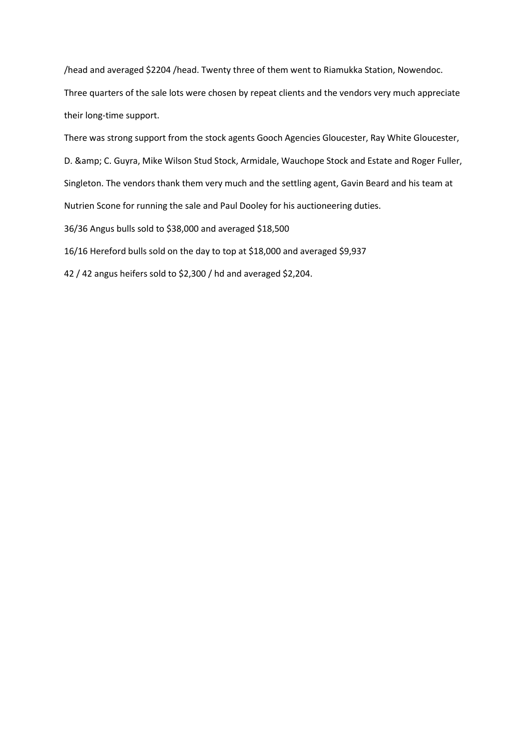/head and averaged $2204 /head. Twenty three of them went to Riamukka Station, Nowendoc. Three quarters of the sale lots were chosen by repeat clients and the vendors very much appreciate their long-time support.

There was strong support from the stock agents Gooch Agencies Gloucester, Ray White Gloucester, D. &amp; C. Guyra, Mike Wilson Stud Stock, Armidale, Wauchope Stock and Estate and Roger Fuller, Singleton. The vendors thank them very much and the settling agent, Gavin Beard and his team at Nutrien Scone for running the sale and Paul Dooley for his auctioneering duties.

36/36 Angus bulls sold to $38,000 and averaged $18,500

16/16 Hereford bulls sold on the day to top at $18,000 and averaged $9,937

42 / 42 angus heifers sold to $2,300 / hd and averaged $2,204.